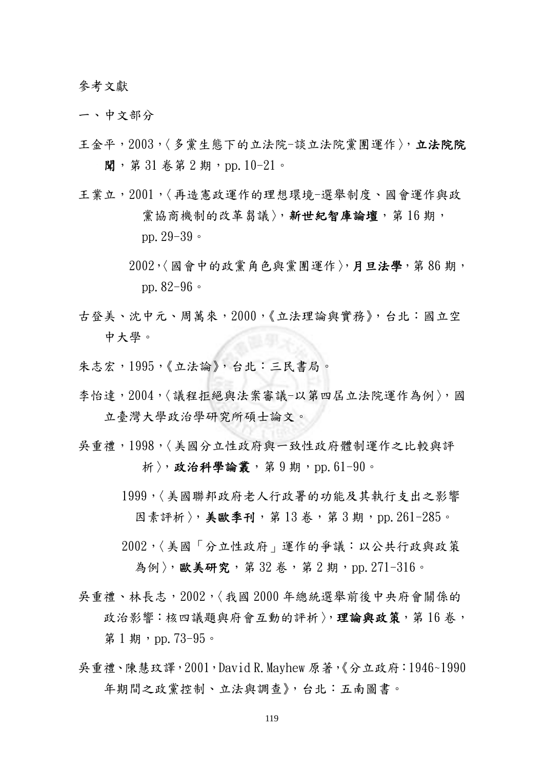參考文獻

一、中文部分

王金平，2003，〈多黨生態下的立法院-談立法院黨團運作〉，**立法院院聞**，第 31 卷第 2 期，pp. 10-21。

王業立，2001，〈再造憲政運作的理想環境-選舉制度、國會運作與政黨協商機制的改革芻議〉，**新世紀智庫論壇**，第 16 期，pp. 29-39。

2002，〈國會中的政黨角色與黨團運作〉，**月旦法學**，第 86 期，pp. 82-96。

古登美、沈中元、周萬來，2000，《立法理論與實務》，台北：國立空中大學。

朱志宏，1995，《立法論》，台北：三民書局。

李怡達，2004，〈議程拒絕與法案審議-以第四屆立法院運作為例〉，國立臺灣大學政治學研究所碩士論文。

吳重禮，1998，〈美國分立性政府與一致性政府體制運作之比較與評析〉，**政治科學論叢**，第 9 期，pp. 61-90。

1999，〈美國聯邦政府老人行政署的功能及其執行支出之影響因素評析〉，**美歐季刊**，第 13 卷，第 3 期，pp. 261-285。

2002，〈美國「分立性政府」運作的爭議：以公共行政與政策為例〉，**歐美研究**，第 32 卷，第 2 期，pp. 271-316。

吳重禮、林長志，2002，〈我國 2000 年總統選舉前後中央府會關係的政治影響：核四議題與府會互動的評析〉，**理論與政策**，第 16 卷，第 1 期，pp. 73-95。

吳重禮、陳慧玟譯，2001，David R. Mayhew 原著，《分立政府：1946~1990 年期間之政黨控制、立法與調查》，台北：五南圖書。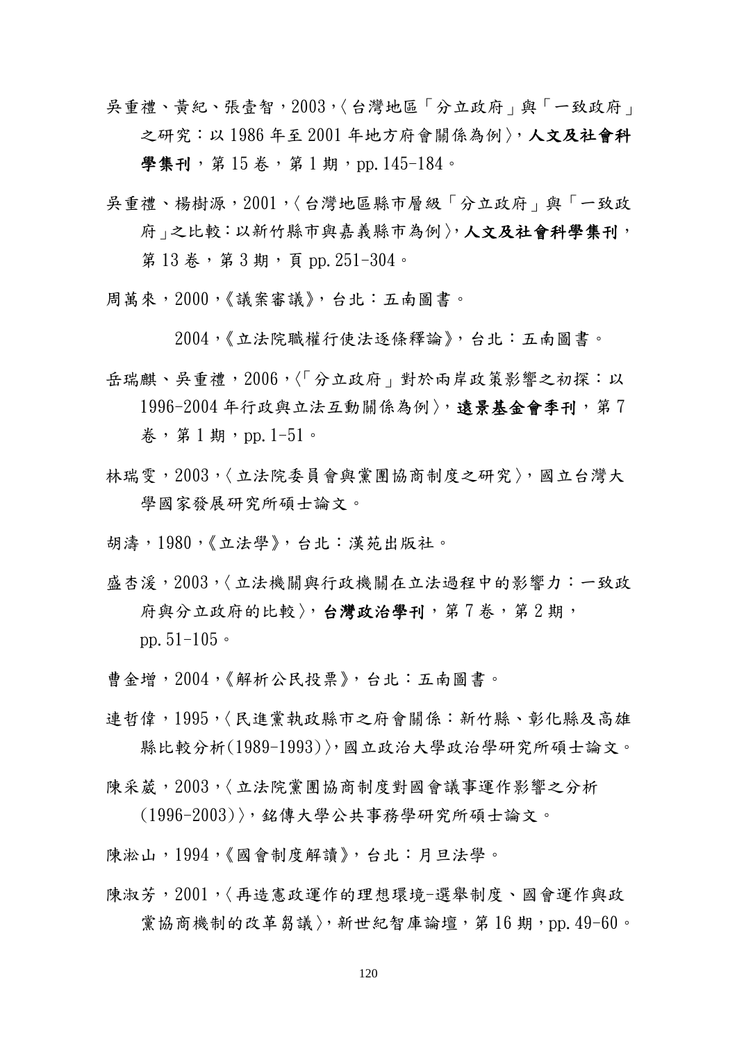吳重禮、黃紀、張壹智，2003，〈台灣地區「分立政府」與「一致政府」之研究：以 1986 年至 2001 年地方府會關係為例〉，**人文及社會科學集刊**，第 15 卷，第 1 期，pp.145-184。

吳重禮、楊樹源，2001，〈台灣地區縣市層級「分立政府」與「一致政府」之比較：以新竹縣市與嘉義縣市為例〉，**人文及社會科學集刊**，第 13 卷，第 3 期，頁 pp.251-304。

周萬來，2000，《議案審議》，台北：五南圖書。

2004，《立法院職權行使法逐條釋論》，台北：五南圖書。

岳瑞麒、吳重禮，2006，〈「分立政府」對於兩岸政策影響之初探：以 1996-2004 年行政與立法互動關係為例〉，**遠景基金會季刊**，第 7 卷，第 1 期，pp.1-51。

林瑞雯，2003，〈立法院委員會與黨團協商制度之研究〉，國立台灣大學國家發展研究所碩士論文。

胡濤，1980，《立法學》，台北：漢苑出版社。

盛杏湲，2003，〈立法機關與行政機關在立法過程中的影響力：一致政府與分立政府的比較〉，**台灣政治學刊**，第 7 卷，第 2 期，pp.51-105。

曹金增，2004，《解析公民投票》，台北：五南圖書。

連哲偉，1995，〈民進黨執政縣市之府會關係：新竹縣、彰化縣及高雄縣比較分析(1989-1993)〉，國立政治大學政治學研究所碩士論文。

陳采葳，2003，〈立法院黨團協商制度對國會議事運作影響之分析(1996-2003)〉，銘傳大學公共事務學研究所碩士論文。

陳淞山，1994，《國會制度解讀》，台北：月旦法學。

陳淑芳，2001，〈再造憲政運作的理想環境-選舉制度、國會運作與政黨協商機制的改革芻議〉，新世紀智庫論壇，第 16 期，pp.49-60。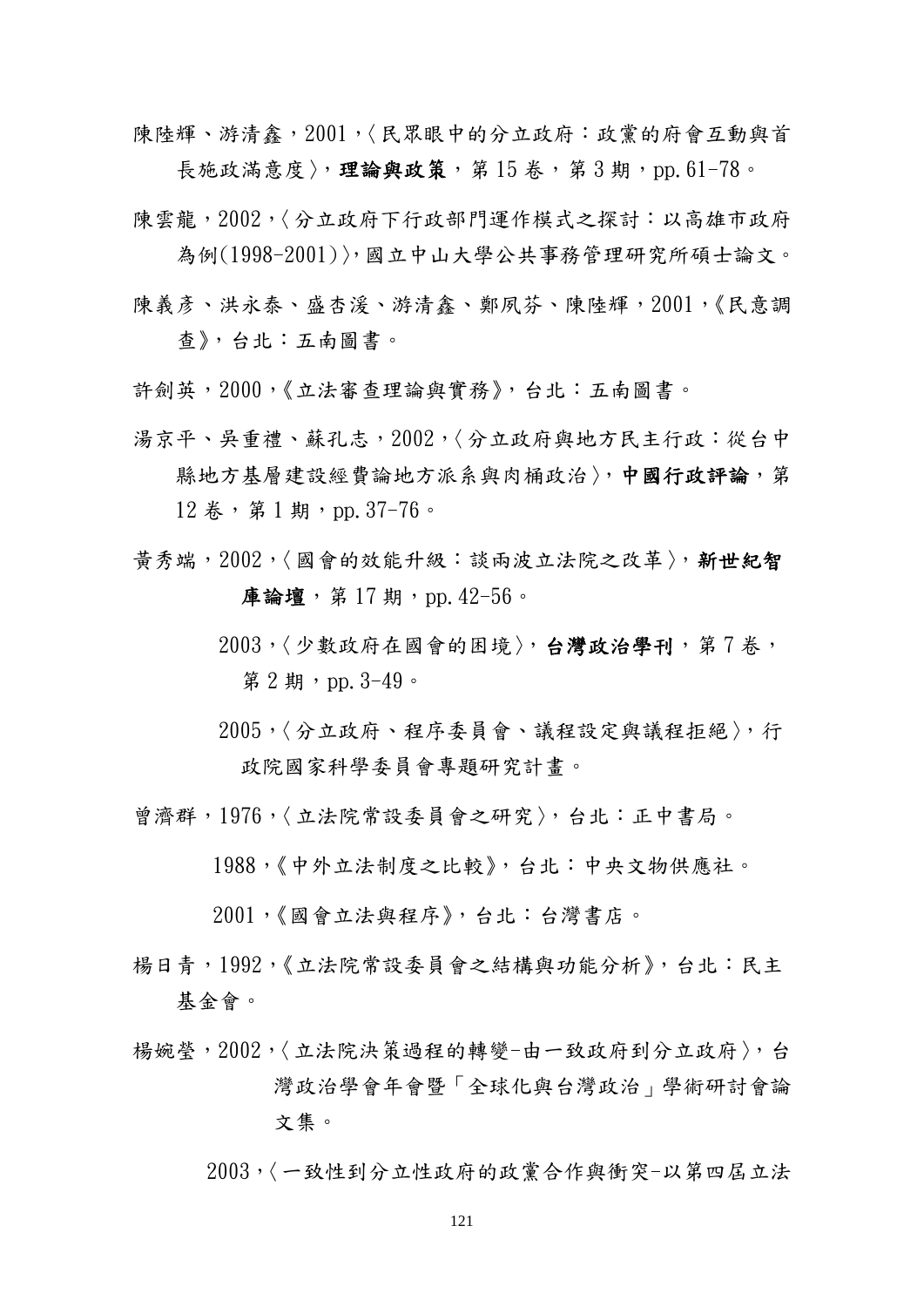陳陸輝、游清鑫，2001，〈民眾眼中的分立政府：政黨的府會互動與首長施政滿意度〉，**理論與政策**，第 15 卷，第 3 期，pp.61-78。

陳雲龍，2002，〈分立政府下行政部門運作模式之探討：以高雄市政府為例(1998-2001)〉，國立中山大學公共事務管理研究所碩士論文。

陳義彥、洪永泰、盛杏湲、游清鑫、鄭夙芬、陳陸輝，2001，《民意調查》，台北：五南圖書。

許劍英，2000，《立法審查理論與實務》，台北：五南圖書。

湯京平、吳重禮、蘇孔志，2002，〈分立政府與地方民主行政：從台中縣地方基層建設經費論地方派系與肉桶政治〉，**中國行政評論**，第 12 卷，第 1 期，pp.37-76。

黃秀端，2002，〈國會的效能升級：談兩波立法院之改革〉，**新世紀智庫論壇**，第 17 期，pp.42-56。

2003，〈少數政府在國會的困境〉，**台灣政治學刊**，第 7 卷，第 2 期，pp.3-49。

2005，〈分立政府、程序委員會、議程設定與議程拒絕〉，行政院國家科學委員會專題研究計畫。

曾濟群，1976，〈立法院常設委員會之研究〉，台北：正中書局。

1988，《中外立法制度之比較》，台北：中央文物供應社。

2001，《國會立法與程序》，台北：台灣書店。

楊日青，1992，《立法院常設委員會之結構與功能分析》，台北：民主基金會。

楊婉瑩，2002，〈立法院決策過程的轉變-由一致政府到分立政府〉，台灣政治學會年會暨「全球化與台灣政治」學術研討會論文集。

2003，〈一致性到分立性政府的政黨合作與衝突-以第四屆立法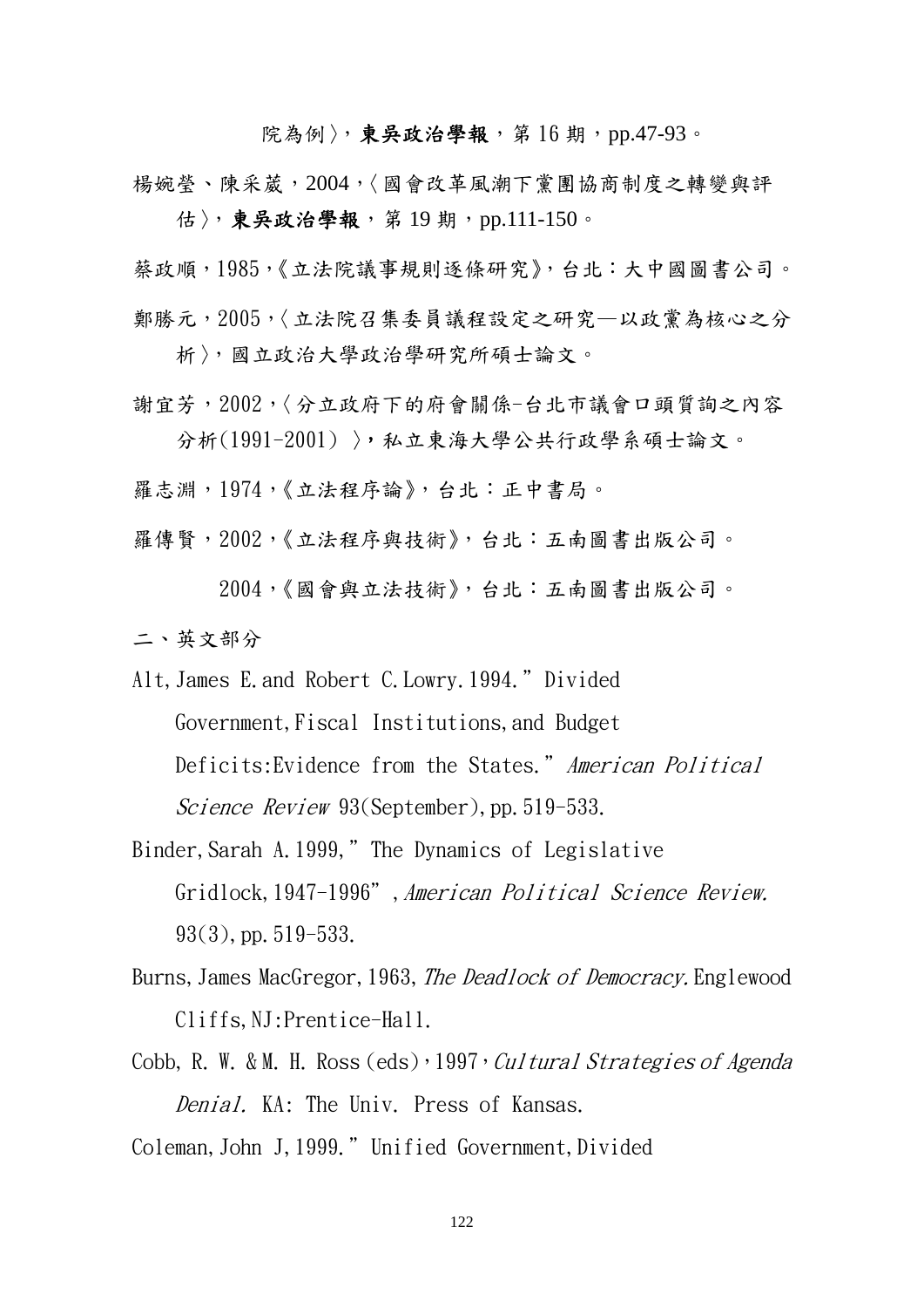院為例〉，**東吳政治學報**，第 16 期，pp.47-93。

楊婉瑩、陳采葳，2004，〈國會改革風潮下黨團協商制度之轉變與評估〉，**東吳政治學報**，第 19 期，pp.111-150。

蔡政順，1985，《立法院議事規則逐條研究》，台北：大中國圖書公司。

鄭勝元，2005，〈立法院召集委員議程設定之研究—以政黨為核心之分析〉，國立政治大學政治學研究所碩士論文。

謝宜芳，2002，〈分立政府下的府會關係-台北市議會口頭質詢之內容分析(1991-2001)〉，私立東海大學公共行政學系碩士論文。

羅志淵，1974，《立法程序論》，台北：正中書局。

羅傳賢，2002，《立法程序與技術》，台北：五南圖書出版公司。

　　2004，《國會與立法技術》，台北：五南圖書出版公司。

二、英文部分

Alt, James E. and Robert C. Lowry. 1994. "Divided Government, Fiscal Institutions, and Budget Deficits: Evidence from the States." *American Political Science Review* 93(September), pp. 519-533.

Binder, Sarah A. 1999, "The Dynamics of Legislative Gridlock, 1947-1996", *American Political Science Review.* 93(3), pp. 519-533.

Burns, James MacGregor, 1963, *The Deadlock of Democracy.* Englewood Cliffs, NJ: Prentice-Hall.

Cobb, R. W. & M. H. Ross (eds), 1997, *Cultural Strategies of Agenda Denial.* KA: The Univ. Press of Kansas.

Coleman, John J, 1999. "Unified Government, Divided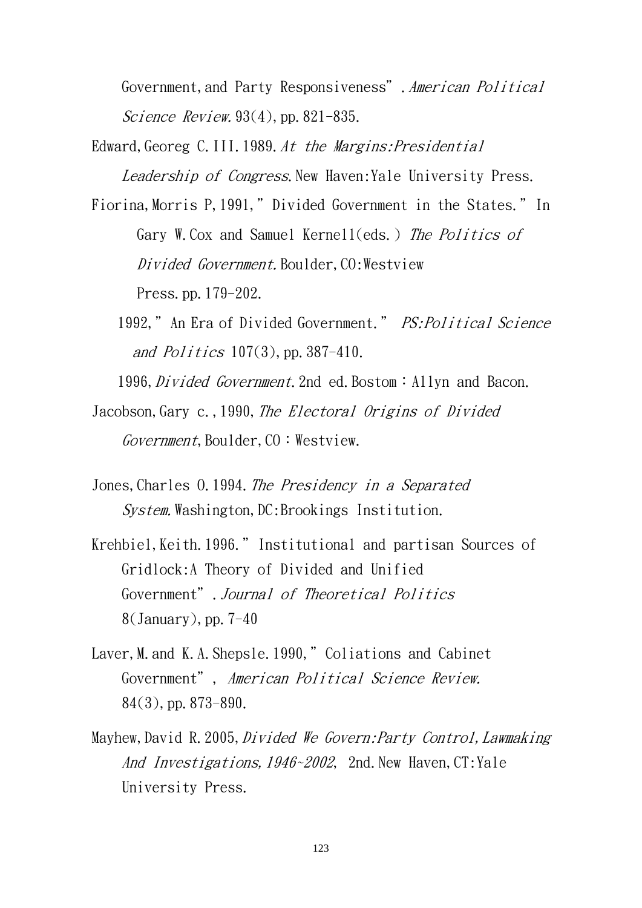Government,and Party Responsiveness”. *American Political Science Review.* 93(4),pp.821-835.

Edward,Georeg C.III.1989.*At the Margins:Presidential Leadership of Congress*.New Haven:Yale University Press.

Fiorina,Morris P,1991,” Divided Government in the States.” In Gary W.Cox and Samuel Kernell(eds.) *The Politics of Divided Government.* Boulder,CO:Westview Press.pp.179-202.

1992,” An Era of Divided Government.” *PS:Political Science and Politics* 107(3),pp.387-410.

1996,*Divided Government*.2nd ed.Bostom：Allyn and Bacon.

Jacobson,Gary c.,1990,*The Electoral Origins of Divided Government*,Boulder,CO：Westview.

Jones,Charles O.1994.*The Presidency in a Separated System.* Washington,DC:Brookings Institution.

Krehbiel,Keith.1996.” Institutional and partisan Sources of Gridlock:A Theory of Divided and Unified Government”.*Journal of Theoretical Politics* 8(January),pp.7-40

Laver,M.and K.A.Shepsle.1990,” Coliations and Cabinet Government”, *American Political Science Review.* 84(3),pp.873-890.

Mayhew,David R.2005,*Divided We Govern:Party Control,Lawmaking And Investigations,1946~2002*, 2nd.New Haven,CT:Yale University Press.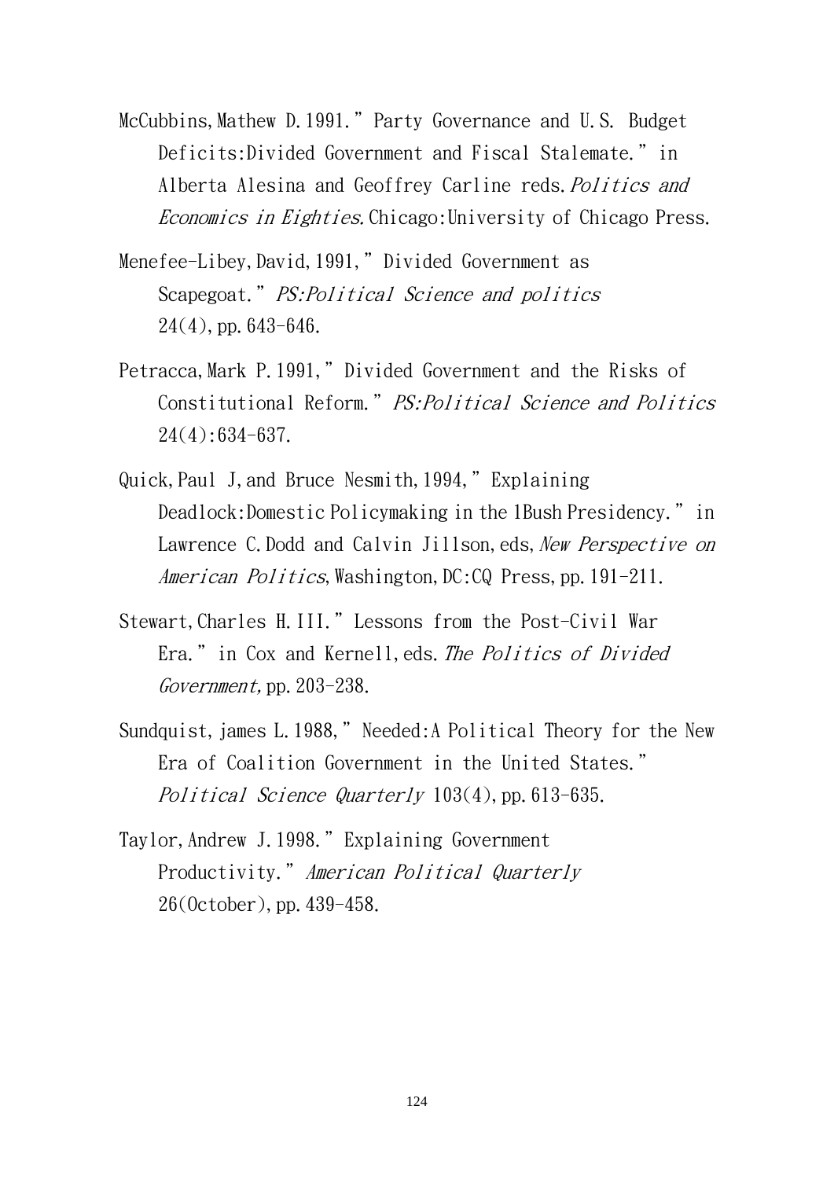McCubbins,Mathew D.1991." Party Governance and U.S. Budget Deficits:Divided Government and Fiscal Stalemate." in Alberta Alesina and Geoffrey Carline reds.*Politics and Economics in Eighties.*Chicago:University of Chicago Press.

Menefee-Libey,David,1991," Divided Government as Scapegoat." *PS:Political Science and politics* 24(4),pp.643-646.

Petracca,Mark P.1991," Divided Government and the Risks of Constitutional Reform." *PS:Political Science and Politics* 24(4):634-637.

Quick,Paul J,and Bruce Nesmith,1994," Explaining Deadlock:Domestic Policymaking in the 1Bush Presidency." in Lawrence C.Dodd and Calvin Jillson,eds,*New Perspective on American Politics*,Washington,DC:CQ Press,pp.191-211.

Stewart,Charles H.III." Lessons from the Post-Civil War Era." in Cox and Kernell,eds.*The Politics of Divided Government,*pp.203-238.

Sundquist, james L.1988," Needed:A Political Theory for the New Era of Coalition Government in the United States." *Political Science Quarterly* 103(4),pp.613-635.

Taylor,Andrew J.1998." Explaining Government Productivity." *American Political Quarterly* 26(October),pp.439-458.